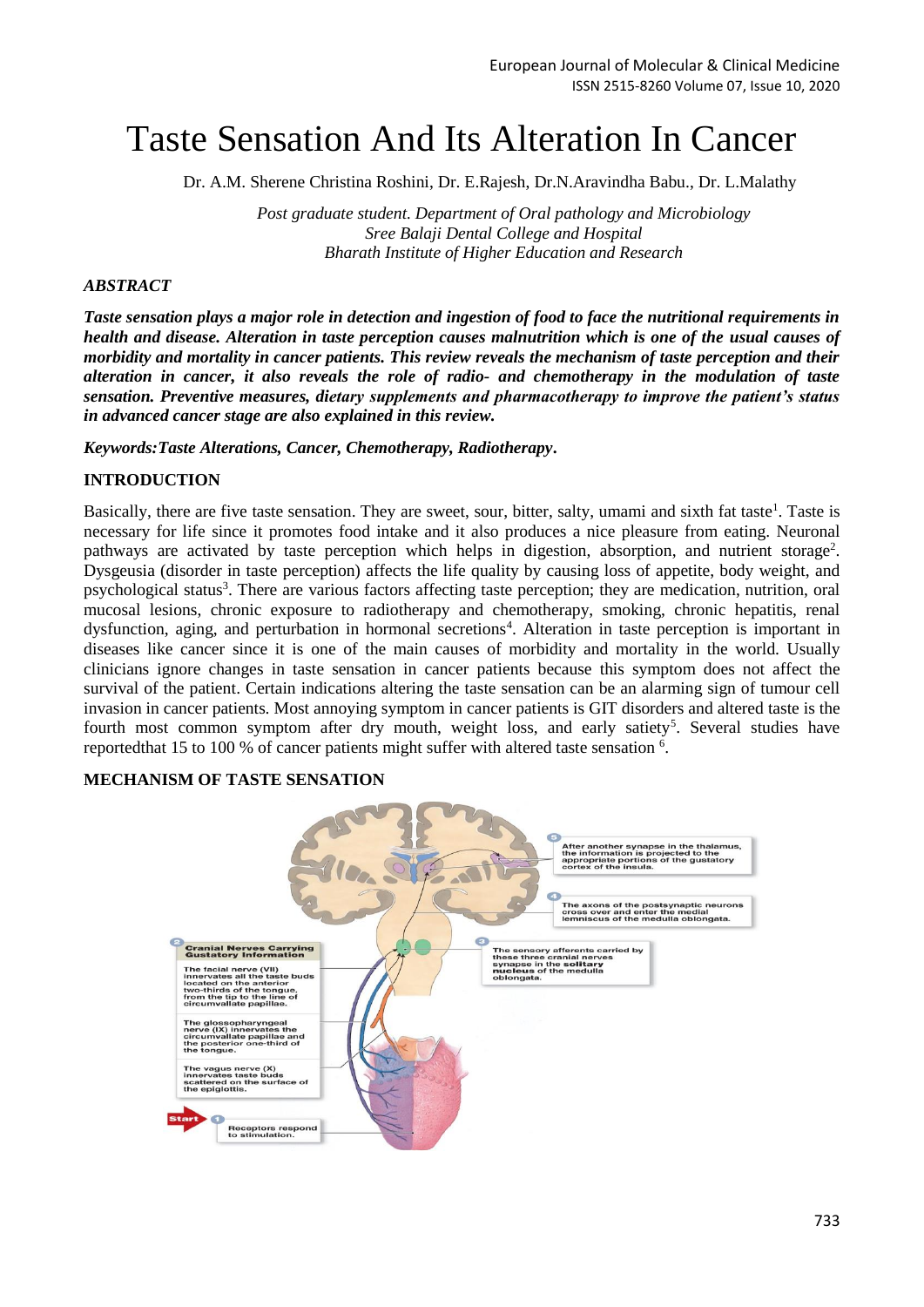# Taste Sensation And Its Alteration In Cancer

Dr. A.M. Sherene Christina Roshini, Dr. E.Rajesh, Dr.N.Aravindha Babu., Dr. L.Malathy

*Post graduate student. Department of Oral pathology and Microbiology*
*Sree Balaji Dental College and Hospital*
*Bharath Institute of Higher Education and Research*

## *ABSTRACT*

***Taste sensation plays a major role in detection and ingestion of food to face the nutritional requirements in health and disease. Alteration in taste perception causes malnutrition which is one of the usual causes of morbidity and mortality in cancer patients. This review reveals the mechanism of taste perception and their alteration in cancer, it also reveals the role of radio- and chemotherapy in the modulation of taste sensation. Preventive measures, dietary supplements and pharmacotherapy to improve the patient's status in advanced cancer stage are also explained in this review.***

***Keywords:Taste Alterations, Cancer, Chemotherapy, Radiotherapy.***

## INTRODUCTION

Basically, there are five taste sensation. They are sweet, sour, bitter, salty, umami and sixth fat taste[1]. Taste is necessary for life since it promotes food intake and it also produces a nice pleasure from eating. Neuronal pathways are activated by taste perception which helps in digestion, absorption, and nutrient storage[2]. Dysgeusia (disorder in taste perception) affects the life quality by causing loss of appetite, body weight, and psychological status[3]. There are various factors affecting taste perception; they are medication, nutrition, oral mucosal lesions, chronic exposure to radiotherapy and chemotherapy, smoking, chronic hepatitis, renal dysfunction, aging, and perturbation in hormonal secretions[4]. Alteration in taste perception is important in diseases like cancer since it is one of the main causes of morbidity and mortality in the world. Usually clinicians ignore changes in taste sensation in cancer patients because this symptom does not affect the survival of the patient. Certain indications altering the taste sensation can be an alarming sign of tumour cell invasion in cancer patients. Most annoying symptom in cancer patients is GIT disorders and altered taste is the fourth most common symptom after dry mouth, weight loss, and early satiety[5]. Several studies have reportedthat 15 to 100 % of cancer patients might suffer with altered taste sensation [6].

## MECHANISM OF TASTE SENSATION

5 After another synapse in the thalamus, the information is projected to the appropriate portions of the gustatory cortex of the insula.

4 The axons of the postsynaptic neurons cross over and enter the medial lemniscus of the medulla oblongata.

3 The sensory afferents carried by these three cranial nerves synapse in the **solitary nucleus** of the medulla oblongata.

2 **Cranial Nerves Carrying Gustatory Information**

The facial nerve (VII) innervates all the taste buds located on the anterior two-thirds of the tongue, from the tip to the line of circumvallate papillae.

The glossopharyngeal nerve (IX) innervates the circumvallate papillae and the posterior one-third of the tongue.

The vagus nerve (X) innervates taste buds scattered on the surface of the epiglottis.

Start 1 Receptors respond to stimulation.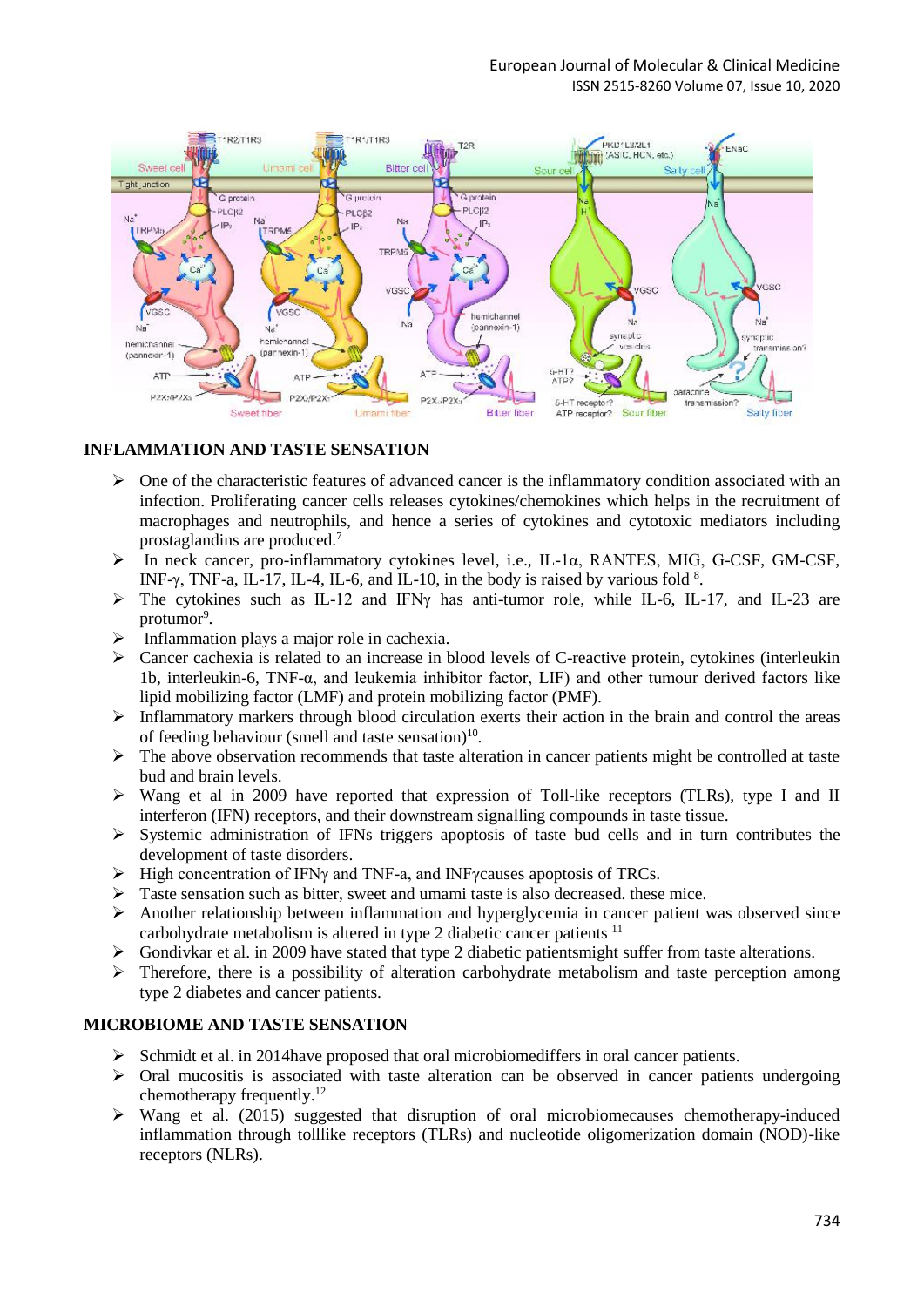## INFLAMMATION AND TASTE SENSATION

- One of the characteristic features of advanced cancer is the inflammatory condition associated with an infection. Proliferating cancer cells releases cytokines/chemokines which helps in the recruitment of macrophages and neutrophils, and hence a series of cytokines and cytotoxic mediators including prostaglandins are produced.[7]
- In neck cancer, pro-inflammatory cytokines level, i.e., IL-1α, RANTES, MIG, G-CSF, GM-CSF, INF-γ, TNF-a, IL-17, IL-4, IL-6, and IL-10, in the body is raised by various fold [8].
- The cytokines such as IL-12 and IFNγ has anti-tumor role, while IL-6, IL-17, and IL-23 are protumor[9].
- Inflammation plays a major role in cachexia.
- Cancer cachexia is related to an increase in blood levels of C-reactive protein, cytokines (interleukin 1b, interleukin-6, TNF-α, and leukemia inhibitor factor, LIF) and other tumour derived factors like lipid mobilizing factor (LMF) and protein mobilizing factor (PMF).
- Inflammatory markers through blood circulation exerts their action in the brain and control the areas of feeding behaviour (smell and taste sensation)[10].
- The above observation recommends that taste alteration in cancer patients might be controlled at taste bud and brain levels.
- Wang et al in 2009 have reported that expression of Toll-like receptors (TLRs), type I and II interferon (IFN) receptors, and their downstream signalling compounds in taste tissue.
- Systemic administration of IFNs triggers apoptosis of taste bud cells and in turn contributes the development of taste disorders.
- High concentration of IFNγ and TNF-a, and INFγcauses apoptosis of TRCs.
- Taste sensation such as bitter, sweet and umami taste is also decreased. these mice.
- Another relationship between inflammation and hyperglycemia in cancer patient was observed since carbohydrate metabolism is altered in type 2 diabetic cancer patients [11]
- Gondivkar et al. in 2009 have stated that type 2 diabetic patientsmight suffer from taste alterations.
- Therefore, there is a possibility of alteration carbohydrate metabolism and taste perception among type 2 diabetes and cancer patients.

## MICROBIOME AND TASTE SENSATION

- Schmidt et al. in 2014have proposed that oral microbiomediffers in oral cancer patients.
- Oral mucositis is associated with taste alteration can be observed in cancer patients undergoing chemotherapy frequently.[12]
- Wang et al. (2015) suggested that disruption of oral microbiomecauses chemotherapy-induced inflammation through tolllike receptors (TLRs) and nucleotide oligomerization domain (NOD)-like receptors (NLRs).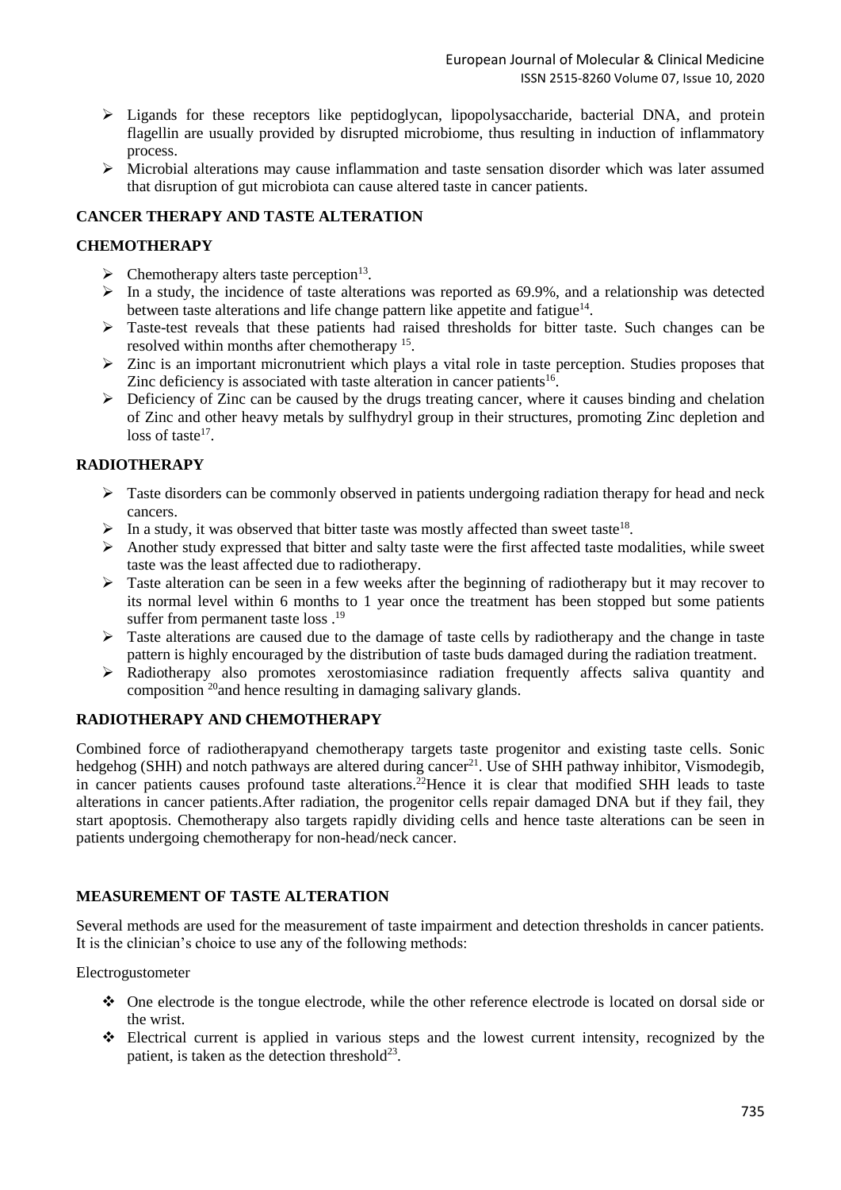- Ligands for these receptors like peptidoglycan, lipopolysaccharide, bacterial DNA, and protein flagellin are usually provided by disrupted microbiome, thus resulting in induction of inflammatory process.
- Microbial alterations may cause inflammation and taste sensation disorder which was later assumed that disruption of gut microbiota can cause altered taste in cancer patients.

## CANCER THERAPY AND TASTE ALTERATION

### CHEMOTHERAPY

- Chemotherapy alters taste perception[13].
- In a study, the incidence of taste alterations was reported as 69.9%, and a relationship was detected between taste alterations and life change pattern like appetite and fatigue[14].
- Taste-test reveals that these patients had raised thresholds for bitter taste. Such changes can be resolved within months after chemotherapy [15].
- Zinc is an important micronutrient which plays a vital role in taste perception. Studies proposes that Zinc deficiency is associated with taste alteration in cancer patients[16].
- Deficiency of Zinc can be caused by the drugs treating cancer, where it causes binding and chelation of Zinc and other heavy metals by sulfhydryl group in their structures, promoting Zinc depletion and loss of taste[17].

### RADIOTHERAPY

- Taste disorders can be commonly observed in patients undergoing radiation therapy for head and neck cancers.
- In a study, it was observed that bitter taste was mostly affected than sweet taste[18].
- Another study expressed that bitter and salty taste were the first affected taste modalities, while sweet taste was the least affected due to radiotherapy.
- Taste alteration can be seen in a few weeks after the beginning of radiotherapy but it may recover to its normal level within 6 months to 1 year once the treatment has been stopped but some patients suffer from permanent taste loss .[19]
- Taste alterations are caused due to the damage of taste cells by radiotherapy and the change in taste pattern is highly encouraged by the distribution of taste buds damaged during the radiation treatment.
- Radiotherapy also promotes xerostomiasince radiation frequently affects saliva quantity and composition [20]and hence resulting in damaging salivary glands.

### RADIOTHERAPY AND CHEMOTHERAPY

Combined force of radiotherapyand chemotherapy targets taste progenitor and existing taste cells. Sonic hedgehog (SHH) and notch pathways are altered during cancer[21]. Use of SHH pathway inhibitor, Vismodegib, in cancer patients causes profound taste alterations.[22]Hence it is clear that modified SHH leads to taste alterations in cancer patients.After radiation, the progenitor cells repair damaged DNA but if they fail, they start apoptosis. Chemotherapy also targets rapidly dividing cells and hence taste alterations can be seen in patients undergoing chemotherapy for non-head/neck cancer.

## MEASUREMENT OF TASTE ALTERATION

Several methods are used for the measurement of taste impairment and detection thresholds in cancer patients. It is the clinician's choice to use any of the following methods:

Electrogustometer

- One electrode is the tongue electrode, while the other reference electrode is located on dorsal side or the wrist.
- Electrical current is applied in various steps and the lowest current intensity, recognized by the patient, is taken as the detection threshold[23].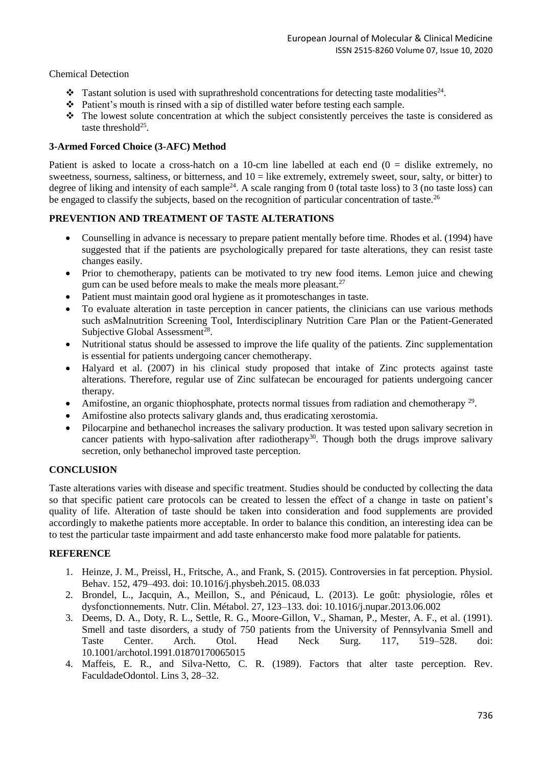Chemical Detection

- ❖ Tastant solution is used with suprathreshold concentrations for detecting taste modalities[24].
- ❖ Patient's mouth is rinsed with a sip of distilled water before testing each sample.
- ❖ The lowest solute concentration at which the subject consistently perceives the taste is considered as taste threshold[25].

**3-Armed Forced Choice (3-AFC) Method**

Patient is asked to locate a cross-hatch on a 10-cm line labelled at each end (0 = dislike extremely, no sweetness, sourness, saltiness, or bitterness, and 10 = like extremely, extremely sweet, sour, salty, or bitter) to degree of liking and intensity of each sample[24]. A scale ranging from 0 (total taste loss) to 3 (no taste loss) can be engaged to classify the subjects, based on the recognition of particular concentration of taste.[26]

**PREVENTION AND TREATMENT OF TASTE ALTERATIONS**

- Counselling in advance is necessary to prepare patient mentally before time. Rhodes et al. (1994) have suggested that if the patients are psychologically prepared for taste alterations, they can resist taste changes easily.
- Prior to chemotherapy, patients can be motivated to try new food items. Lemon juice and chewing gum can be used before meals to make the meals more pleasant.[27]
- Patient must maintain good oral hygiene as it promoteschanges in taste.
- To evaluate alteration in taste perception in cancer patients, the clinicians can use various methods such asMalnutrition Screening Tool, Interdisciplinary Nutrition Care Plan or the Patient-Generated Subjective Global Assessment[28].
- Nutritional status should be assessed to improve the life quality of the patients. Zinc supplementation is essential for patients undergoing cancer chemotherapy.
- Halyard et al. (2007) in his clinical study proposed that intake of Zinc protects against taste alterations. Therefore, regular use of Zinc sulfatecan be encouraged for patients undergoing cancer therapy.
- Amifostine, an organic thiophosphate, protects normal tissues from radiation and chemotherapy [29].
- Amifostine also protects salivary glands and, thus eradicating xerostomia.
- Pilocarpine and bethanechol increases the salivary production. It was tested upon salivary secretion in cancer patients with hypo-salivation after radiotherapy[30]. Though both the drugs improve salivary secretion, only bethanechol improved taste perception.

**CONCLUSION**

Taste alterations varies with disease and specific treatment. Studies should be conducted by collecting the data so that specific patient care protocols can be created to lessen the effect of a change in taste on patient's quality of life. Alteration of taste should be taken into consideration and food supplements are provided accordingly to makethe patients more acceptable. In order to balance this condition, an interesting idea can be to test the particular taste impairment and add taste enhancersto make food more palatable for patients.

**REFERENCE**

1. Heinze, J. M., Preissl, H., Fritsche, A., and Frank, S. (2015). Controversies in fat perception. Physiol. Behav. 152, 479–493. doi: 10.1016/j.physbeh.2015. 08.033
2. Brondel, L., Jacquin, A., Meillon, S., and Pénicaud, L. (2013). Le goût: physiologie, rôles et dysfonctionnements. Nutr. Clin. Métabol. 27, 123–133. doi: 10.1016/j.nupar.2013.06.002
3. Deems, D. A., Doty, R. L., Settle, R. G., Moore-Gillon, V., Shaman, P., Mester, A. F., et al. (1991). Smell and taste disorders, a study of 750 patients from the University of Pennsylvania Smell and Taste Center. Arch. Otol. Head Neck Surg. 117, 519–528. doi: 10.1001/archotol.1991.01870170065015
4. Maffeis, E. R., and Silva-Netto, C. R. (1989). Factors that alter taste perception. Rev. FaculdadeOdontol. Lins 3, 28–32.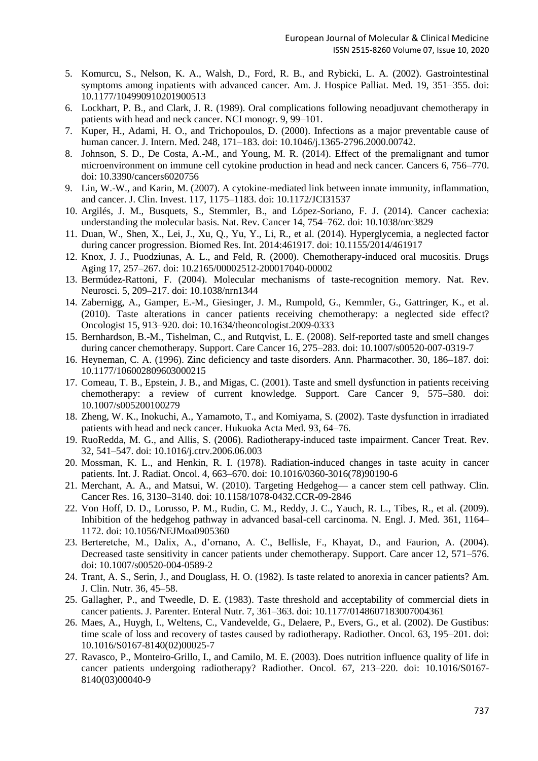5. Komurcu, S., Nelson, K. A., Walsh, D., Ford, R. B., and Rybicki, L. A. (2002). Gastrointestinal symptoms among inpatients with advanced cancer. Am. J. Hospice Palliat. Med. 19, 351–355. doi: 10.1177/104990910201900513
6. Lockhart, P. B., and Clark, J. R. (1989). Oral complications following neoadjuvant chemotherapy in patients with head and neck cancer. NCI monogr. 9, 99–101.
7. Kuper, H., Adami, H. O., and Trichopoulos, D. (2000). Infections as a major preventable cause of human cancer. J. Intern. Med. 248, 171–183. doi: 10.1046/j.1365-2796.2000.00742.
8. Johnson, S. D., De Costa, A.-M., and Young, M. R. (2014). Effect of the premalignant and tumor microenvironment on immune cell cytokine production in head and neck cancer. Cancers 6, 756–770. doi: 10.3390/cancers6020756
9. Lin, W.-W., and Karin, M. (2007). A cytokine-mediated link between innate immunity, inflammation, and cancer. J. Clin. Invest. 117, 1175–1183. doi: 10.1172/JCI31537
10. Argilés, J. M., Busquets, S., Stemmler, B., and López-Soriano, F. J. (2014). Cancer cachexia: understanding the molecular basis. Nat. Rev. Cancer 14, 754–762. doi: 10.1038/nrc3829
11. Duan, W., Shen, X., Lei, J., Xu, Q., Yu, Y., Li, R., et al. (2014). Hyperglycemia, a neglected factor during cancer progression. Biomed Res. Int. 2014:461917. doi: 10.1155/2014/461917
12. Knox, J. J., Puodziunas, A. L., and Feld, R. (2000). Chemotherapy-induced oral mucositis. Drugs Aging 17, 257–267. doi: 10.2165/00002512-200017040-00002
13. Bermúdez-Rattoni, F. (2004). Molecular mechanisms of taste-recognition memory. Nat. Rev. Neurosci. 5, 209–217. doi: 10.1038/nrn1344
14. Zabernigg, A., Gamper, E.-M., Giesinger, J. M., Rumpold, G., Kemmler, G., Gattringer, K., et al. (2010). Taste alterations in cancer patients receiving chemotherapy: a neglected side effect? Oncologist 15, 913–920. doi: 10.1634/theoncologist.2009-0333
15. Bernhardson, B.-M., Tishelman, C., and Rutqvist, L. E. (2008). Self-reported taste and smell changes during cancer chemotherapy. Support. Care Cancer 16, 275–283. doi: 10.1007/s00520-007-0319-7
16. Heyneman, C. A. (1996). Zinc deficiency and taste disorders. Ann. Pharmacother. 30, 186–187. doi: 10.1177/106002809603000215
17. Comeau, T. B., Epstein, J. B., and Migas, C. (2001). Taste and smell dysfunction in patients receiving chemotherapy: a review of current knowledge. Support. Care Cancer 9, 575–580. doi: 10.1007/s005200100279
18. Zheng, W. K., Inokuchi, A., Yamamoto, T., and Komiyama, S. (2002). Taste dysfunction in irradiated patients with head and neck cancer. Hukuoka Acta Med. 93, 64–76.
19. RuoRedda, M. G., and Allis, S. (2006). Radiotherapy-induced taste impairment. Cancer Treat. Rev. 32, 541–547. doi: 10.1016/j.ctrv.2006.06.003
20. Mossman, K. L., and Henkin, R. I. (1978). Radiation-induced changes in taste acuity in cancer patients. Int. J. Radiat. Oncol. 4, 663–670. doi: 10.1016/0360-3016(78)90190-6
21. Merchant, A. A., and Matsui, W. (2010). Targeting Hedgehog— a cancer stem cell pathway. Clin. Cancer Res. 16, 3130–3140. doi: 10.1158/1078-0432.CCR-09-2846
22. Von Hoff, D. D., Lorusso, P. M., Rudin, C. M., Reddy, J. C., Yauch, R. L., Tibes, R., et al. (2009). Inhibition of the hedgehog pathway in advanced basal-cell carcinoma. N. Engl. J. Med. 361, 1164–1172. doi: 10.1056/NEJMoa0905360
23. Berteretche, M., Dalix, A., d'ornano, A. C., Bellisle, F., Khayat, D., and Faurion, A. (2004). Decreased taste sensitivity in cancer patients under chemotherapy. Support. Care ancer 12, 571–576. doi: 10.1007/s00520-004-0589-2
24. Trant, A. S., Serin, J., and Douglass, H. O. (1982). Is taste related to anorexia in cancer patients? Am. J. Clin. Nutr. 36, 45–58.
25. Gallagher, P., and Tweedle, D. E. (1983). Taste threshold and acceptability of commercial diets in cancer patients. J. Parenter. Enteral Nutr. 7, 361–363. doi: 10.1177/0148607183007004361
26. Maes, A., Huygh, I., Weltens, C., Vandevelde, G., Delaere, P., Evers, G., et al. (2002). De Gustibus: time scale of loss and recovery of tastes caused by radiotherapy. Radiother. Oncol. 63, 195–201. doi: 10.1016/S0167-8140(02)00025-7
27. Ravasco, P., Monteiro-Grillo, I., and Camilo, M. E. (2003). Does nutrition influence quality of life in cancer patients undergoing radiotherapy? Radiother. Oncol. 67, 213–220. doi: 10.1016/S0167-8140(03)00040-9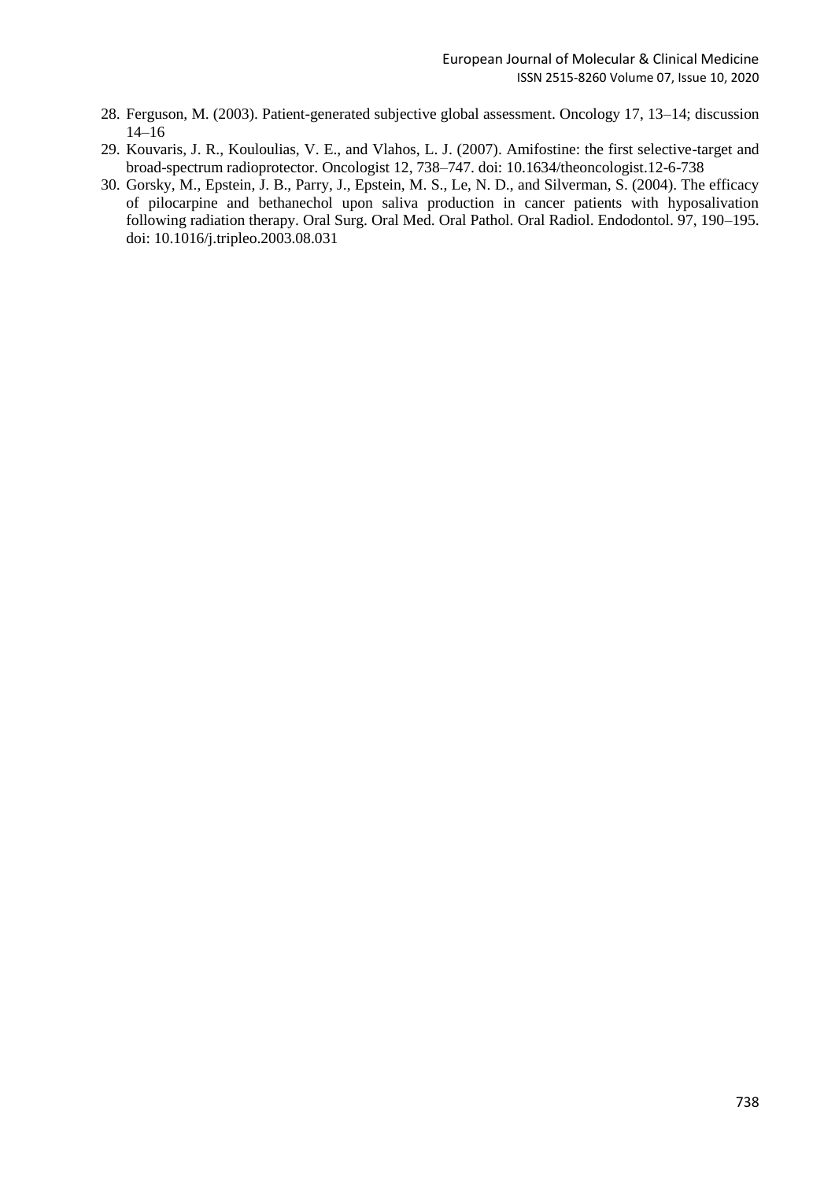28. Ferguson, M. (2003). Patient-generated subjective global assessment. Oncology 17, 13–14; discussion 14–16
29. Kouvaris, J. R., Kouloulias, V. E., and Vlahos, L. J. (2007). Amifostine: the first selective-target and broad-spectrum radioprotector. Oncologist 12, 738–747. doi: 10.1634/theoncologist.12-6-738
30. Gorsky, M., Epstein, J. B., Parry, J., Epstein, M. S., Le, N. D., and Silverman, S. (2004). The efficacy of pilocarpine and bethanechol upon saliva production in cancer patients with hyposalivation following radiation therapy. Oral Surg. Oral Med. Oral Pathol. Oral Radiol. Endodontol. 97, 190–195. doi: 10.1016/j.tripleo.2003.08.031